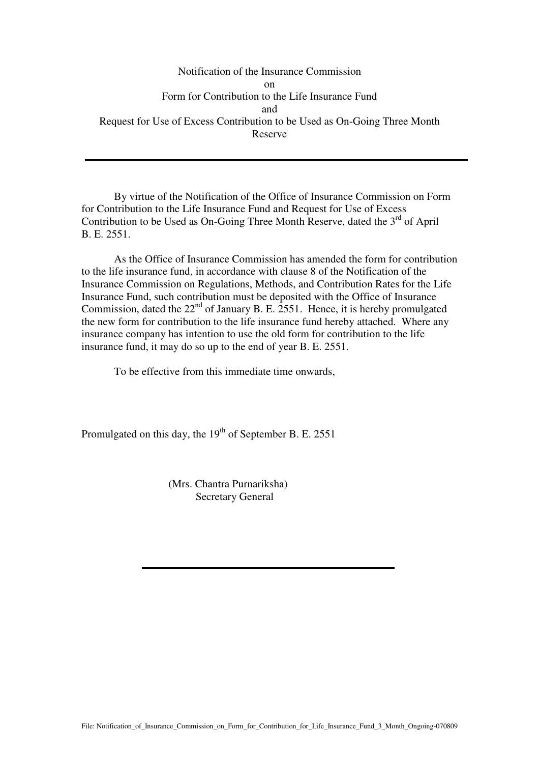# Notification of the Insurance Commission
on
Form for Contribution to the Life Insurance Fund
and
Request for Use of Excess Contribution to be Used as On-Going Three Month Reserve

---

By virtue of the Notification of the Office of Insurance Commission on Form for Contribution to the Life Insurance Fund and Request for Use of Excess Contribution to be Used as On-Going Three Month Reserve, dated the 3rd of April B. E. 2551.

As the Office of Insurance Commission has amended the form for contribution to the life insurance fund, in accordance with clause 8 of the Notification of the Insurance Commission on Regulations, Methods, and Contribution Rates for the Life Insurance Fund, such contribution must be deposited with the Office of Insurance Commission, dated the 22nd of January B. E. 2551. Hence, it is hereby promulgated the new form for contribution to the life insurance fund hereby attached. Where any insurance company has intention to use the old form for contribution to the life insurance fund, it may do so up to the end of year B. E. 2551.

To be effective from this immediate time onwards,

Promulgated on this day, the 19th of September B. E. 2551

(Mrs. Chantra Purnariksha)
Secretary General

---

File: Notification_of_Insurance_Commission_on_Form_for_Contribution_for_Life_Insurance_Fund_3_Month_Ongoing-070809